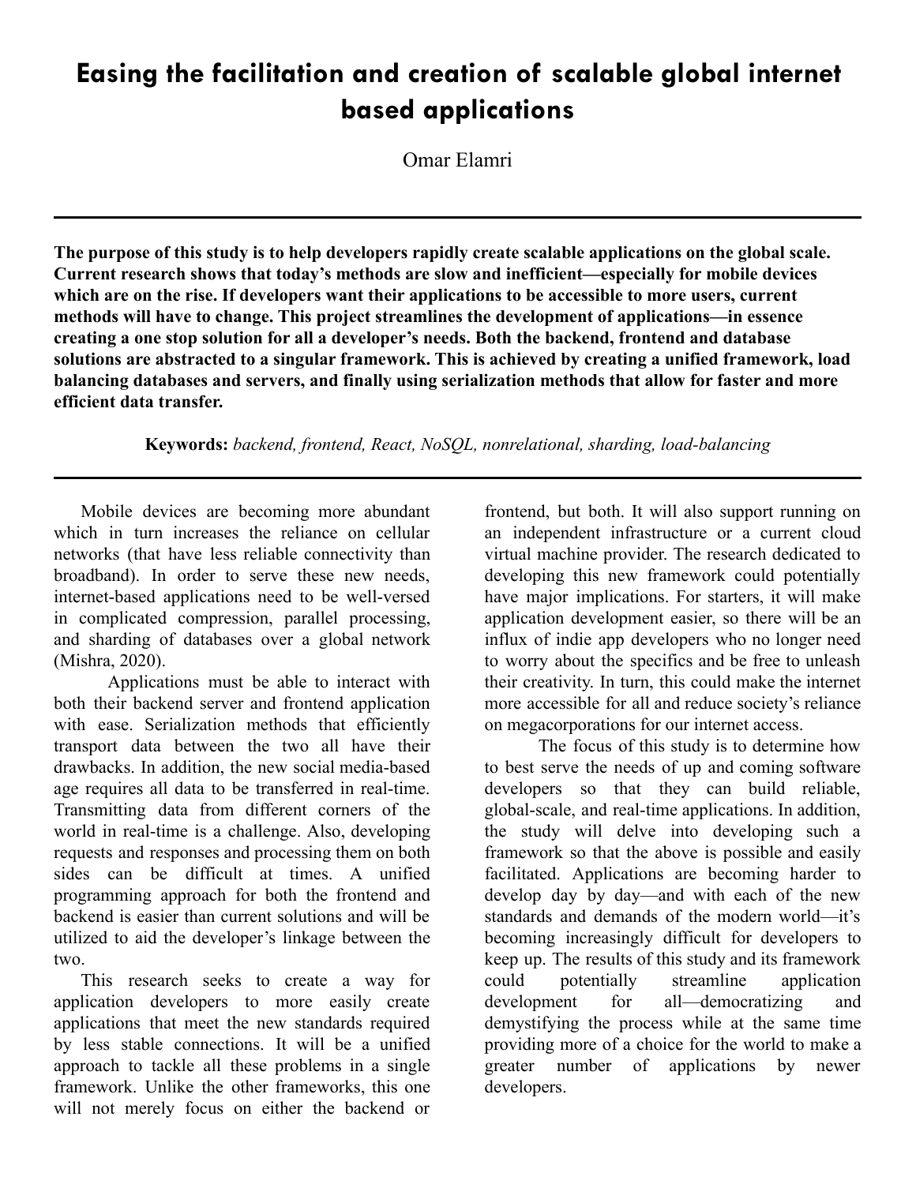# Easing the facilitation and creation of scalable global internet based applications

Omar Elamri

---

**The purpose of this study is to help developers rapidly create scalable applications on the global scale. Current research shows that today's methods are slow and inefficient—especially for mobile devices which are on the rise. If developers want their applications to be accessible to more users, current methods will have to change. This project streamlines the development of applications—in essence creating a one stop solution for all a developer's needs. Both the backend, frontend and database solutions are abstracted to a singular framework. This is achieved by creating a unified framework, load balancing databases and servers, and finally using serialization methods that allow for faster and more efficient data transfer.**

**Keywords:** *backend, frontend, React, NoSQL, nonrelational, sharding, load-balancing*

---

Mobile devices are becoming more abundant which in turn increases the reliance on cellular networks (that have less reliable connectivity than broadband). In order to serve these new needs, internet-based applications need to be well-versed in complicated compression, parallel processing, and sharding of databases over a global network (Mishra, 2020).

Applications must be able to interact with both their backend server and frontend application with ease. Serialization methods that efficiently transport data between the two all have their drawbacks. In addition, the new social media-based age requires all data to be transferred in real-time. Transmitting data from different corners of the world in real-time is a challenge. Also, developing requests and responses and processing them on both sides can be difficult at times. A unified programming approach for both the frontend and backend is easier than current solutions and will be utilized to aid the developer's linkage between the two.

This research seeks to create a way for application developers to more easily create applications that meet the new standards required by less stable connections. It will be a unified approach to tackle all these problems in a single framework. Unlike the other frameworks, this one will not merely focus on either the backend or frontend, but both. It will also support running on an independent infrastructure or a current cloud virtual machine provider. The research dedicated to developing this new framework could potentially have major implications. For starters, it will make application development easier, so there will be an influx of indie app developers who no longer need to worry about the specifics and be free to unleash their creativity. In turn, this could make the internet more accessible for all and reduce society's reliance on megacorporations for our internet access.

The focus of this study is to determine how to best serve the needs of up and coming software developers so that they can build reliable, global-scale, and real-time applications. In addition, the study will delve into developing such a framework so that the above is possible and easily facilitated. Applications are becoming harder to develop day by day—and with each of the new standards and demands of the modern world—it's becoming increasingly difficult for developers to keep up. The results of this study and its framework could potentially streamline application development for all—democratizing and demystifying the process while at the same time providing more of a choice for the world to make a greater number of applications by newer developers.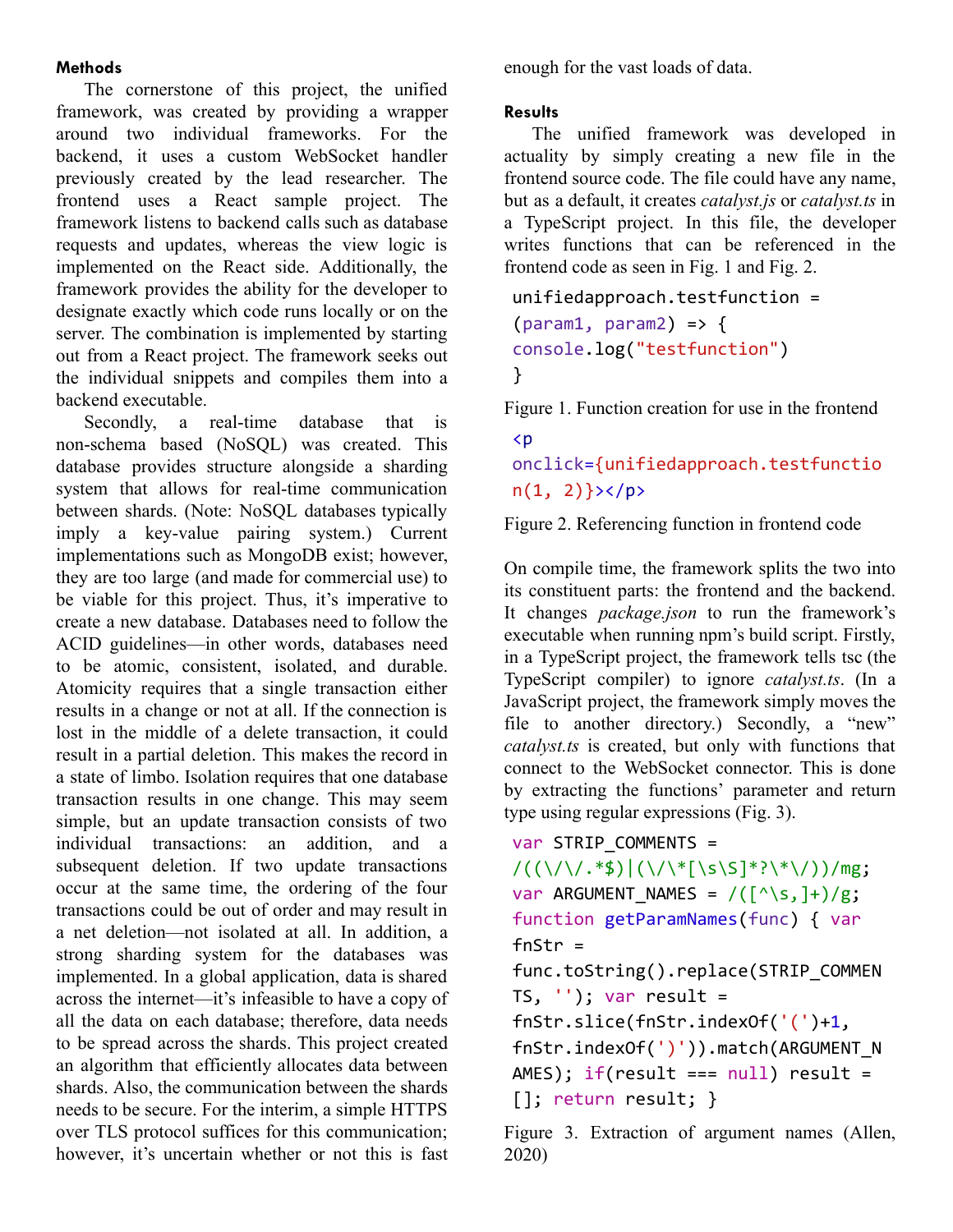## Methods

The cornerstone of this project, the unified framework, was created by providing a wrapper around two individual frameworks. For the backend, it uses a custom WebSocket handler previously created by the lead researcher. The frontend uses a React sample project. The framework listens to backend calls such as database requests and updates, whereas the view logic is implemented on the React side. Additionally, the framework provides the ability for the developer to designate exactly which code runs locally or on the server. The combination is implemented by starting out from a React project. The framework seeks out the individual snippets and compiles them into a backend executable.

Secondly, a real-time database that is non-schema based (NoSQL) was created. This database provides structure alongside a sharding system that allows for real-time communication between shards. (Note: NoSQL databases typically imply a key-value pairing system.) Current implementations such as MongoDB exist; however, they are too large (and made for commercial use) to be viable for this project. Thus, it's imperative to create a new database. Databases need to follow the ACID guidelines—in other words, databases need to be atomic, consistent, isolated, and durable. Atomicity requires that a single transaction either results in a change or not at all. If the connection is lost in the middle of a delete transaction, it could result in a partial deletion. This makes the record in a state of limbo. Isolation requires that one database transaction results in one change. This may seem simple, but an update transaction consists of two individual transactions: an addition, and a subsequent deletion. If two update transactions occur at the same time, the ordering of the four transactions could be out of order and may result in a net deletion—not isolated at all. In addition, a strong sharding system for the databases was implemented. In a global application, data is shared across the internet—it's infeasible to have a copy of all the data on each database; therefore, data needs to be spread across the shards. This project created an algorithm that efficiently allocates data between shards. Also, the communication between the shards needs to be secure. For the interim, a simple HTTPS over TLS protocol suffices for this communication; however, it's uncertain whether or not this is fast enough for the vast loads of data.

## Results

The unified framework was developed in actuality by simply creating a new file in the frontend source code. The file could have any name, but as a default, it creates *catalyst.js* or *catalyst.ts* in a TypeScript project. In this file, the developer writes functions that can be referenced in the frontend code as seen in Fig. 1 and Fig. 2.

```
unifiedapproach.testfunction =
(param1, param2) => {
console.log("testfunction")
}
```

Figure 1. Function creation for use in the frontend

```
<p
onclick={unifiedapproach.testfunction(1, 2)}></p>
```

Figure 2. Referencing function in frontend code

On compile time, the framework splits the two into its constituent parts: the frontend and the backend. It changes *package.json* to run the framework's executable when running npm's build script. Firstly, in a TypeScript project, the framework tells tsc (the TypeScript compiler) to ignore *catalyst.ts*. (In a JavaScript project, the framework simply moves the file to another directory.) Secondly, a "new" *catalyst.ts* is created, but only with functions that connect to the WebSocket connector. This is done by extracting the functions' parameter and return type using regular expressions (Fig. 3).

```
var STRIP_COMMENTS =
/((\/\/.*$)|(\/\*[\s\S]*?\*\/))/mg;
var ARGUMENT_NAMES = /([^\s,]+)/g;
function getParamNames(func) { var
fnStr =
func.toString().replace(STRIP_COMMENTS, ''); var result =
fnStr.slice(fnStr.indexOf('(')+1,
fnStr.indexOf(')')).match(ARGUMENT_NAMES); if(result === null) result =
[]; return result; }
```

Figure 3. Extraction of argument names (Allen, 2020)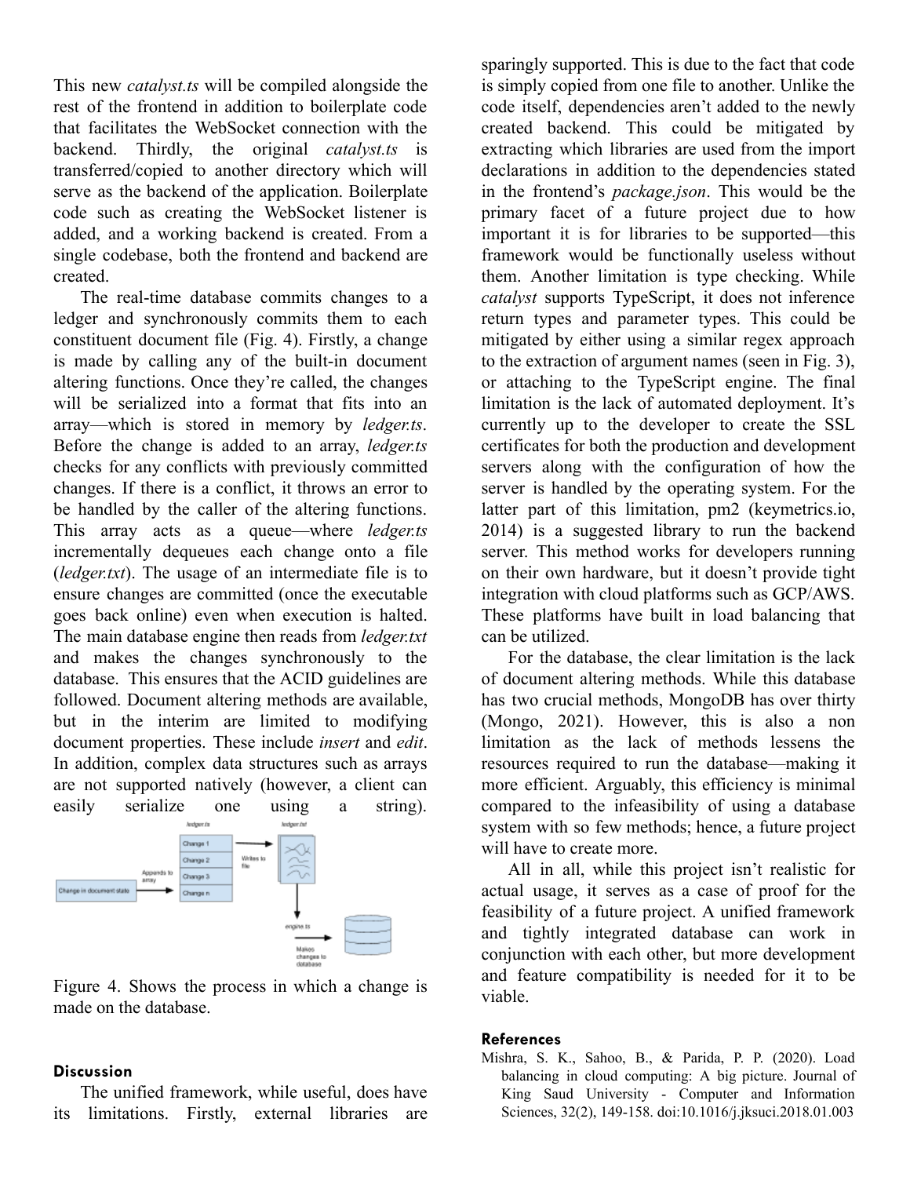This new *catalyst.ts* will be compiled alongside the rest of the frontend in addition to boilerplate code that facilitates the WebSocket connection with the backend. Thirdly, the original *catalyst.ts* is transferred/copied to another directory which will serve as the backend of the application. Boilerplate code such as creating the WebSocket listener is added, and a working backend is created. From a single codebase, both the frontend and backend are created.

The real-time database commits changes to a ledger and synchronously commits them to each constituent document file (Fig. 4). Firstly, a change is made by calling any of the built-in document altering functions. Once they're called, the changes will be serialized into a format that fits into an array—which is stored in memory by *ledger.ts*. Before the change is added to an array, *ledger.ts* checks for any conflicts with previously committed changes. If there is a conflict, it throws an error to be handled by the caller of the altering functions. This array acts as a queue—where *ledger.ts* incrementally dequeues each change onto a file (*ledger.txt*). The usage of an intermediate file is to ensure changes are committed (once the executable goes back online) even when execution is halted. The main database engine then reads from *ledger.txt* and makes the changes synchronously to the database. This ensures that the ACID guidelines are followed. Document altering methods are available, but in the interim are limited to modifying document properties. These include *insert* and *edit*. In addition, complex data structures such as arrays are not supported natively (however, a client can easily serialize one using a string).

Figure 4. Shows the process in which a change is made on the database.

## Discussion

The unified framework, while useful, does have its limitations. Firstly, external libraries are sparingly supported. This is due to the fact that code is simply copied from one file to another. Unlike the code itself, dependencies aren't added to the newly created backend. This could be mitigated by extracting which libraries are used from the import declarations in addition to the dependencies stated in the frontend's *package.json*. This would be the primary facet of a future project due to how important it is for libraries to be supported—this framework would be functionally useless without them. Another limitation is type checking. While *catalyst* supports TypeScript, it does not inference return types and parameter types. This could be mitigated by either using a similar regex approach to the extraction of argument names (seen in Fig. 3), or attaching to the TypeScript engine. The final limitation is the lack of automated deployment. It's currently up to the developer to create the SSL certificates for both the production and development servers along with the configuration of how the server is handled by the operating system. For the latter part of this limitation, pm2 (keymetrics.io, 2014) is a suggested library to run the backend server. This method works for developers running on their own hardware, but it doesn't provide tight integration with cloud platforms such as GCP/AWS. These platforms have built in load balancing that can be utilized.

For the database, the clear limitation is the lack of document altering methods. While this database has two crucial methods, MongoDB has over thirty (Mongo, 2021). However, this is also a non limitation as the lack of methods lessens the resources required to run the database—making it more efficient. Arguably, this efficiency is minimal compared to the infeasibility of using a database system with so few methods; hence, a future project will have to create more.

All in all, while this project isn't realistic for actual usage, it serves as a case of proof for the feasibility of a future project. A unified framework and tightly integrated database can work in conjunction with each other, but more development and feature compatibility is needed for it to be viable.

## References

Mishra, S. K., Sahoo, B., & Parida, P. P. (2020). Load balancing in cloud computing: A big picture. Journal of King Saud University - Computer and Information Sciences, 32(2), 149-158. doi:10.1016/j.jksuci.2018.01.003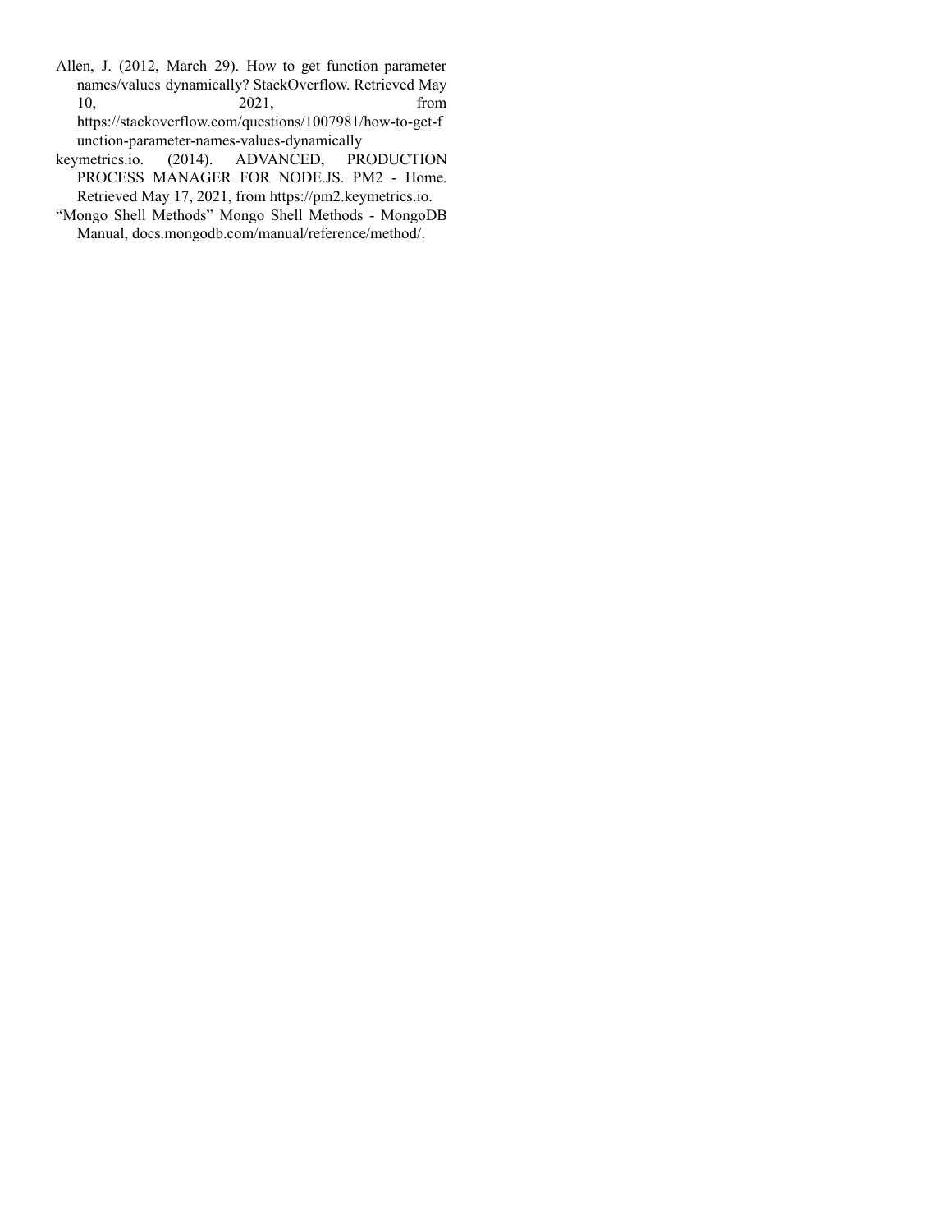Allen, J. (2012, March 29). How to get function parameter names/values dynamically? StackOverflow. Retrieved May 10, 2021, from https://stackoverflow.com/questions/1007981/how-to-get-function-parameter-names-values-dynamically

keymetrics.io. (2014). ADVANCED, PRODUCTION PROCESS MANAGER FOR NODE.JS. PM2 - Home. Retrieved May 17, 2021, from https://pm2.keymetrics.io.

“Mongo Shell Methods” Mongo Shell Methods - MongoDB Manual, docs.mongodb.com/manual/reference/method/.